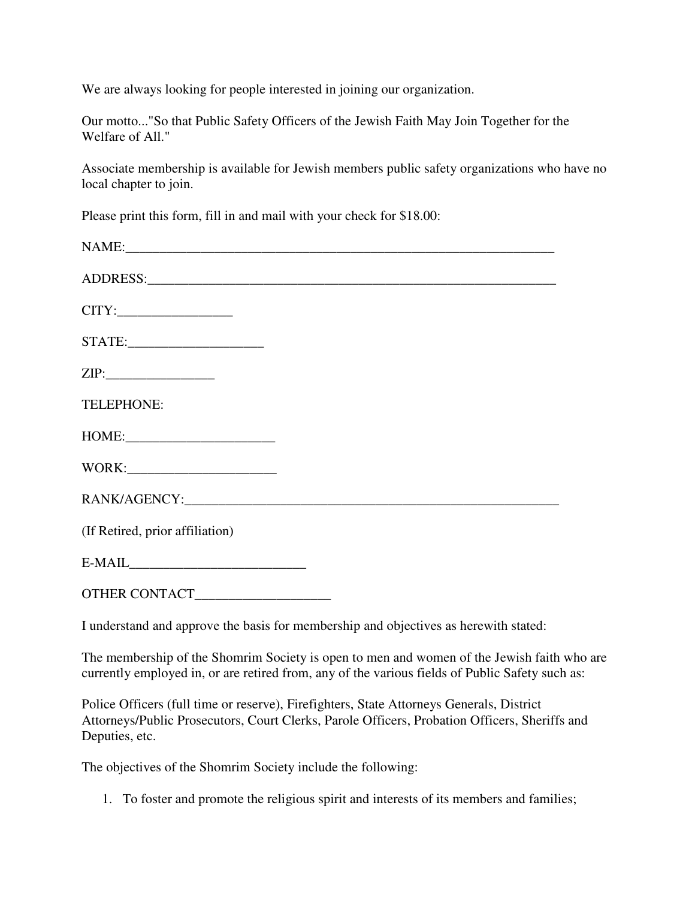We are always looking for people interested in joining our organization.

Our motto..."So that Public Safety Officers of the Jewish Faith May Join Together for the Welfare of All."

Associate membership is available for Jewish members public safety organizations who have no local chapter to join.

Please print this form, fill in and mail with your check for $18.00:

NAME:_________________________________________________________________

ADDRESS:______________________________________________________________

CITY:_________________

STATE:____________________

ZIP:________________

TELEPHONE:

HOME:______________________

WORK:______________________

RANK/AGENCY:_________________________________________________________

(If Retired, prior affiliation)

E-MAIL__________________________

OTHER CONTACT____________________

I understand and approve the basis for membership and objectives as herewith stated:

The membership of the Shomrim Society is open to men and women of the Jewish faith who are currently employed in, or are retired from, any of the various fields of Public Safety such as:

Police Officers (full time or reserve), Firefighters, State Attorneys Generals, District Attorneys/Public Prosecutors, Court Clerks, Parole Officers, Probation Officers, Sheriffs and Deputies, etc.

The objectives of the Shomrim Society include the following:

1. To foster and promote the religious spirit and interests of its members and families;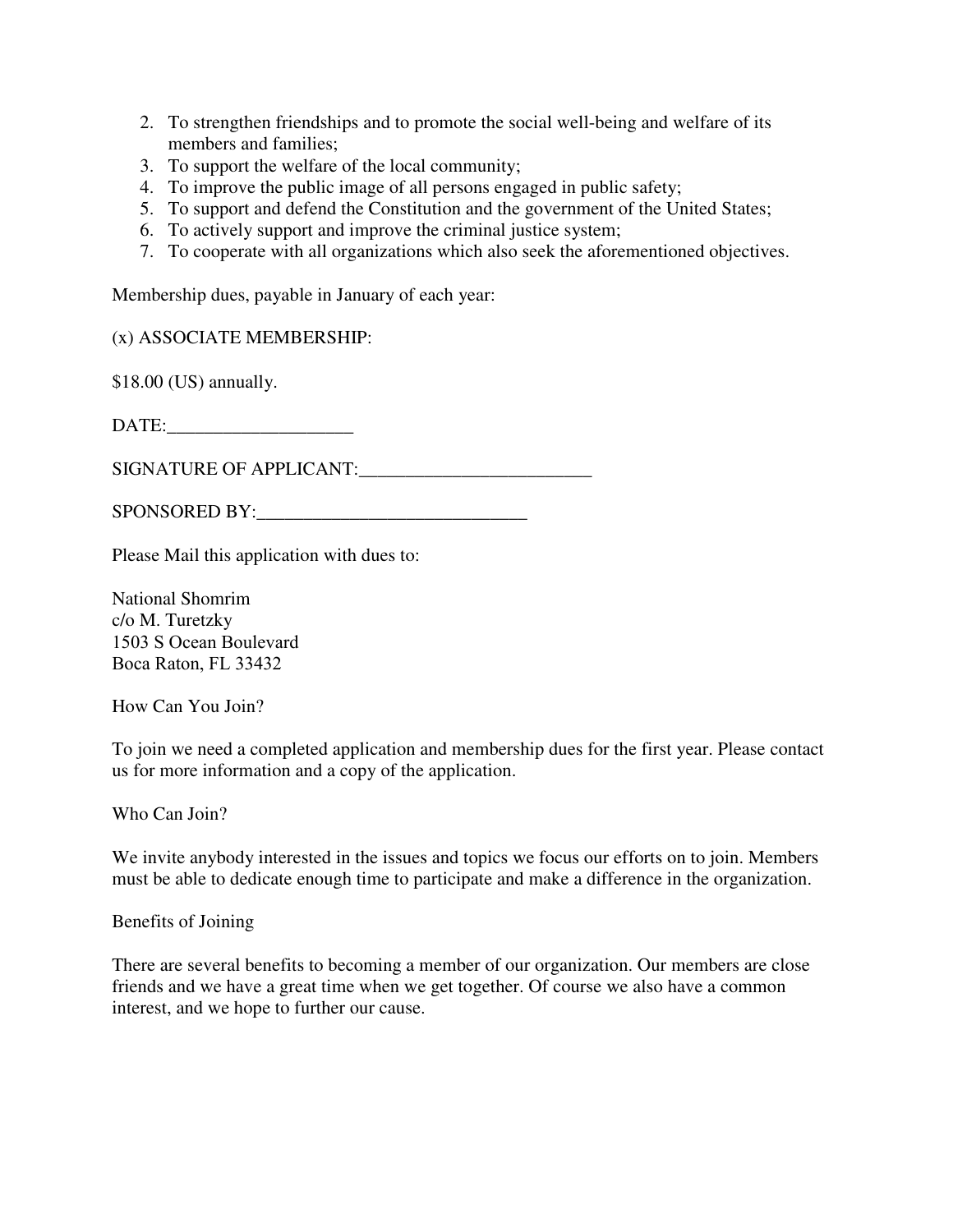2. To strengthen friendships and to promote the social well-being and welfare of its members and families;
3. To support the welfare of the local community;
4. To improve the public image of all persons engaged in public safety;
5. To support and defend the Constitution and the government of the United States;
6. To actively support and improve the criminal justice system;
7. To cooperate with all organizations which also seek the aforementioned objectives.

Membership dues, payable in January of each year:

(x) ASSOCIATE MEMBERSHIP:

$18.00 (US) annually.

DATE:____________________

SIGNATURE OF APPLICANT:_________________________

SPONSORED BY:_____________________________

Please Mail this application with dues to:

National Shomrim
c/o M. Turetzky
1503 S Ocean Boulevard
Boca Raton, FL 33432

How Can You Join?

To join we need a completed application and membership dues for the first year. Please contact us for more information and a copy of the application.

Who Can Join?

We invite anybody interested in the issues and topics we focus our efforts on to join. Members must be able to dedicate enough time to participate and make a difference in the organization.

Benefits of Joining

There are several benefits to becoming a member of our organization. Our members are close friends and we have a great time when we get together. Of course we also have a common interest, and we hope to further our cause.